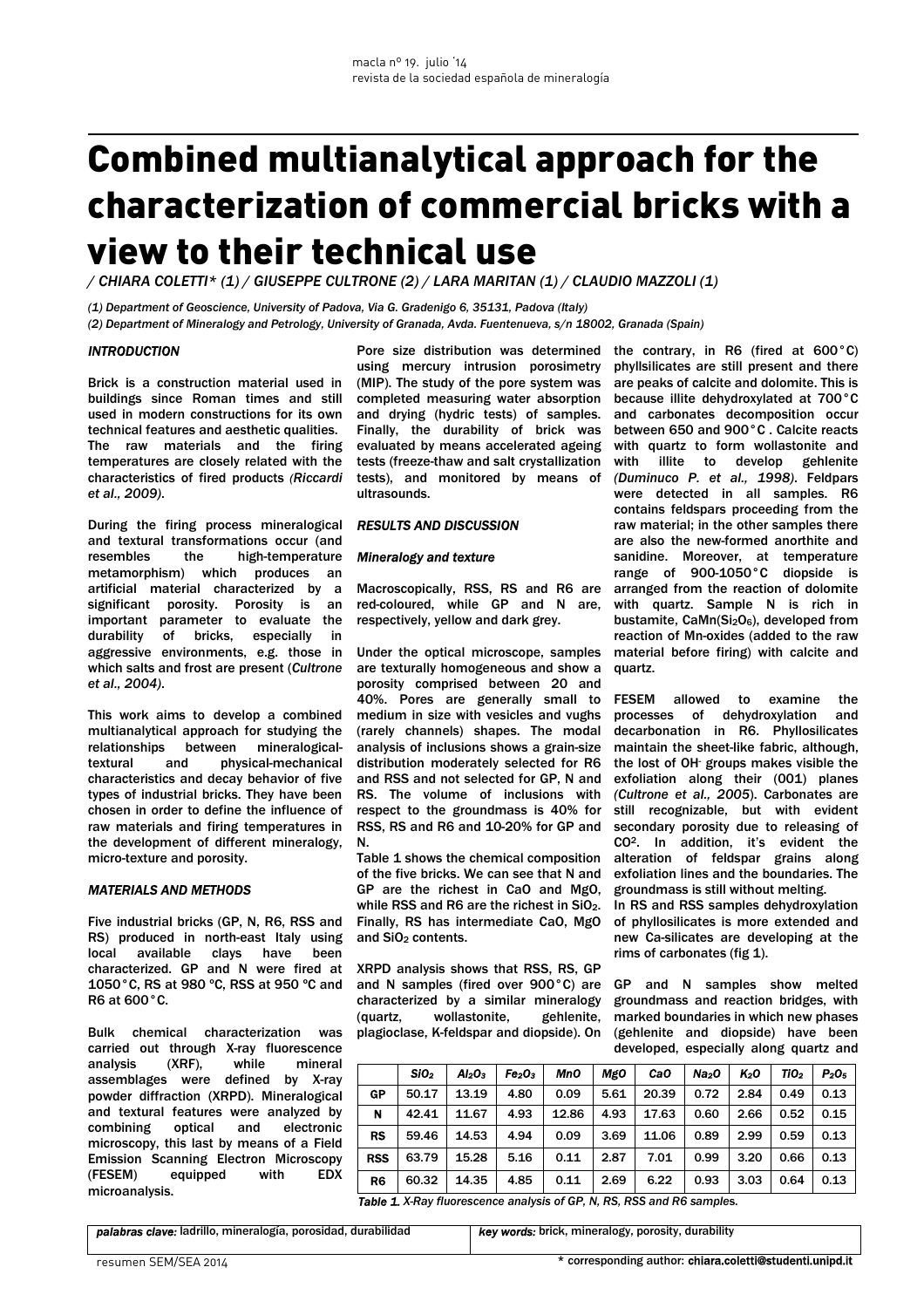# Combined multianalytical approach for the characterization of commercial bricks with a view to their technical use

*/ CHIARA COLETTI\* (1) / GIUSEPPE CULTRONE (2) / LARA MARITAN (1) / CLAUDIO MAZZOLI (1)*

*(1) Department of Geoscience, University of Padova, Via G. Gradenigo 6, 35131, Padova (Italy)*
*(2) Department of Mineralogy and Petrology, University of Granada, Avda. Fuentenueva, s/n 18002, Granada (Spain)*

### *INTRODUCTION*

Brick is a construction material used in buildings since Roman times and still used in modern constructions for its own technical features and aesthetic qualities. The raw materials and the firing temperatures are closely related with the characteristics of fired products *(Riccardi et al., 2009)*.

During the firing process mineralogical and textural transformations occur (and resembles the high-temperature metamorphism) which produces an artificial material characterized by a significant porosity. Porosity is an important parameter to evaluate the durability of bricks, especially in aggressive environments, e.g. those in which salts and frost are present (*Cultrone et al., 2004)*.

This work aims to develop a combined multianalytical approach for studying the relationships between mineralogical-textural and physical-mechanical characteristics and decay behavior of five types of industrial bricks. They have been chosen in order to define the influence of raw materials and firing temperatures in the development of different mineralogy, micro-texture and porosity.

### *MATERIALS AND METHODS*

Five industrial bricks (GP, N, R6, RSS and RS) produced in north-east Italy using local available clays have been characterized. GP and N were fired at 1050°C, RS at 980 ºC, RSS at 950 ºC and R6 at 600°C.

Bulk chemical characterization was carried out through X-ray fluorescence analysis (XRF), while mineral assemblages were defined by X-ray powder diffraction (XRPD). Mineralogical and textural features were analyzed by combining optical and electronic microscopy, this last by means of a Field Emission Scanning Electron Microscopy (FESEM) equipped with EDX microanalysis.

Pore size distribution was determined using mercury intrusion porosimetry (MIP). The study of the pore system was completed measuring water absorption and drying (hydric tests) of samples. Finally, the durability of brick was evaluated by means accelerated ageing tests (freeze-thaw and salt crystallization tests), and monitored by means of ultrasounds.

### *RESULTS AND DISCUSSION*

#### *Mineralogy and texture*

Macroscopically, RSS, RS and R6 are red-coloured, while GP and N are, respectively, yellow and dark grey.

Under the optical microscope, samples are texturally homogeneous and show a porosity comprised between 20 and 40%. Pores are generally small to medium in size with vesicles and vughs (rarely channels) shapes. The modal analysis of inclusions shows a grain-size distribution moderately selected for R6 and RSS and not selected for GP, N and RS. The volume of inclusions with respect to the groundmass is 40% for RSS, RS and R6 and 10-20% for GP and N.

Table 1 shows the chemical composition of the five bricks. We can see that N and GP are the richest in CaO and MgO, while RSS and R6 are the richest in $SiO_2$. Finally, RS has intermediate CaO, MgO and $SiO_2$ contents.

XRPD analysis shows that RSS, RS, GP and N samples (fired over 900°C) are characterized by a similar mineralogy (quartz, wollastonite, gehlenite, plagioclase, K-feldspar and diopside). On the contrary, in R6 (fired at 600°C) phyllsilicates are still present and there are peaks of calcite and dolomite. This is because illite dehydroxylated at 700°C and carbonates decomposition occur between 650 and 900°C . Calcite reacts with quartz to form wollastonite and with illite to develop gehlenite *(Duminuco P. et al., 1998)*. Feldpars were detected in all samples. R6 contains feldspars proceeding from the raw material; in the other samples there are also the new-formed anorthite and sanidine. Moreover, at temperature range of 900-1050°C diopside is arranged from the reaction of dolomite with quartz. Sample N is rich in bustamite, $CaMn(Si_2O_6)$, developed from reaction of Mn-oxides (added to the raw material before firing) with calcite and quartz.

FESEM allowed to examine the processes of dehydroxylation and decarbonation in R6. Phyllosilicates maintain the sheet-like fabric, although, the lost of $OH^-$ groups makes visible the exfoliation along their (001) planes *(Cultrone et al., 2005)*. Carbonates are still recognizable, but with evident secondary porosity due to releasing of $CO^2$. In addition, it's evident the alteration of feldspar grains along exfoliation lines and the boundaries. The groundmass is still without melting.

In RS and RSS samples dehydroxylation of phyllosilicates is more extended and new Ca-silicates are developing at the rims of carbonates (fig 1).

GP and N samples show melted groundmass and reaction bridges, with marked boundaries in which new phases (gehlenite and diopside) have been developed, especially along quartz and

| | $SiO_2$ | $Al_2O_3$ | $Fe_2O_3$ | MnO | MgO | CaO | $Na_2O$ | $K_2O$ | $TiO_2$ | $P_2O_5$ |
|---|---|---|---|---|---|---|---|---|---|---|
| **GP** | 50.17 | 13.19 | 4.80 | 0.09 | 5.61 | 20.39 | 0.72 | 2.84 | 0.49 | 0.13 |
| **N** | 42.41 | 11.67 | 4.93 | 12.86 | 4.93 | 17.63 | 0.60 | 2.66 | 0.52 | 0.15 |
| **RS** | 59.46 | 14.53 | 4.94 | 0.09 | 3.69 | 11.06 | 0.89 | 2.99 | 0.59 | 0.13 |
| **RSS** | 63.79 | 15.28 | 5.16 | 0.11 | 2.87 | 7.01 | 0.99 | 3.20 | 0.66 | 0.13 |
| **R6** | 60.32 | 14.35 | 4.85 | 0.11 | 2.69 | 6.22 | 0.93 | 3.03 | 0.64 | 0.13 |

*Table 1. X-Ray fluorescence analysis of GP, N, RS, RSS and R6 samples.*

*palabras clave:* ladrillo, mineralogía, porosidad, durabilidad

*key words:* brick, mineralogy, porosity, durability

\* corresponding author: chiara.coletti@studenti.unipd.it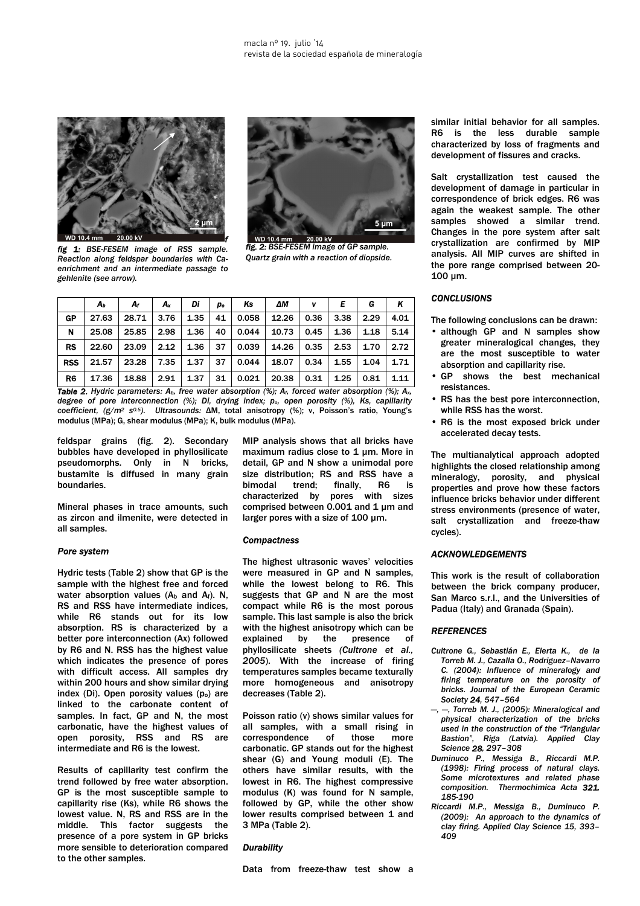*fig 1: BSE-FESEM image of RSS sample. Reaction along feldspar boundaries with Ca-enrichment and an intermediate passage to gehlenite (see arrow).*

*fig. 2: BSE-FESEM image of GP sample. Quartz grain with a reaction of diopside.*

| | $A_b$ | $A_f$ | $A_x$ | Di | $p_o$ | Ks | ΔM | v | E | G | K |
|---|---|---|---|---|---|---|---|---|---|---|---|
| GP | 27.63 | 28.71 | 3.76 | 1.35 | 41 | 0.058 | 12.26 | 0.36 | 3.38 | 2.29 | 4.01 |
| N | 25.08 | 25.85 | 2.98 | 1.36 | 40 | 0.044 | 10.73 | 0.45 | 1.36 | 1.18 | 5.14 |
| RS | 22.60 | 23.09 | 2.12 | 1.36 | 37 | 0.039 | 14.26 | 0.35 | 2.53 | 1.70 | 2.72 |
| RSS | 21.57 | 23.28 | 7.35 | 1.37 | 37 | 0.044 | 18.07 | 0.34 | 1.55 | 1.04 | 1.71 |
| R6 | 17.36 | 18.88 | 2.91 | 1.37 | 31 | 0.021 | 20.38 | 0.31 | 1.25 | 0.81 | 1.11 |

*Table 2. Hydric parameters: $A_b$, free water absorption (%); $A_f$, forced water absorption (%); $A_x$, degree of pore interconnection (%); Di, drying index; $p_o$, open porosity (%), Ks, capillarity coefficient, (g/m$^2$ s$^{0.5}$). Ultrasounds:* ΔM, total anisotropy (%); v, Poisson's ratio, Young's modulus (MPa); G, shear modulus (MPa); K, bulk modulus (MPa).

feldspar grains (fig. 2). Secondary bubbles have developed in phyllosilicate pseudomorphs. Only in N bricks, bustamite is diffused in many grain boundaries.

Mineral phases in trace amounts, such as zircon and ilmenite, were detected in all samples.

### *Pore system*

Hydric tests (Table 2) show that GP is the sample with the highest free and forced water absorption values ($A_b$ and $A_f$). N, RS and RSS have intermediate indices, while R6 stands out for its low absorption. RS is characterized by a better pore interconnection (Ax) followed by R6 and N. RSS has the highest value which indicates the presence of pores with difficult access. All samples dry within 200 hours and show similar drying index (Di). Open porosity values ($p_o$) are linked to the carbonate content of samples. In fact, GP and N, the most carbonatic, have the highest values of open porosity, RSS and RS are intermediate and R6 is the lowest.

Results of capillarity test confirm the trend followed by free water absorption. GP is the most susceptible sample to capillarity rise (Ks), while R6 shows the lowest value. N, RS and RSS are in the middle. This factor suggests the presence of a pore system in GP bricks more sensible to deterioration compared to the other samples.

MIP analysis shows that all bricks have maximum radius close to 1 μm. More in detail, GP and N show a unimodal pore size distribution; RS and RSS have a bimodal trend; finally, R6 is characterized by pores with sizes comprised between 0.001 and 1 μm and larger pores with a size of 100 μm.

### *Compactness*

The highest ultrasonic waves' velocities were measured in GP and N samples, while the lowest belong to R6. This suggests that GP and N are the most compact while R6 is the most porous sample. This last sample is also the brick with the highest anisotropy which can be explained by the presence of phyllosilicate sheets *(Cultrone et al., 2005*). With the increase of firing temperatures samples became texturally more homogeneous and anisotropy decreases (Table 2).

Poisson ratio (v) shows similar values for all samples, with a small rising in correspondence of those more carbonatic. GP stands out for the highest shear (G) and Young moduli (E). The others have similar results, with the lowest in R6. The highest compressive modulus (K) was found for N sample, followed by GP, while the other show lower results comprised between 1 and 3 MPa (Table 2).

### *Durability*

Data from freeze-thaw test show a similar initial behavior for all samples. R6 is the less durable sample characterized by loss of fragments and development of fissures and cracks.

Salt crystallization test caused the development of damage in particular in correspondence of brick edges. R6 was again the weakest sample. The other samples showed a similar trend. Changes in the pore system after salt crystallization are confirmed by MIP analysis. All MIP curves are shifted in the pore range comprised between 20-100 μm.

## *CONCLUSIONS*

The following conclusions can be drawn:

- although GP and N samples show greater mineralogical changes, they are the most susceptible to water absorption and capillarity rise.
- GP shows the best mechanical resistances.
- RS has the best pore interconnection, while RSS has the worst.
- R6 is the most exposed brick under accelerated decay tests.

The multianalytical approach adopted highlights the closed relationship among mineralogy, porosity, and physical properties and prove how these factors influence bricks behavior under different stress environments (presence of water, salt crystallization and freeze-thaw cycles).

## *ACKNOWLEDGEMENTS*

This work is the result of collaboration between the brick company producer, San Marco s.r.l., and the Universities of Padua (Italy) and Granada (Spain).

## *REFERENCES*

*Cultrone G., Sebastián E., Elerta K., de la Torreb M. J., Cazalla O., Rodriguez–Navarro C. (2004): Influence of mineralogy and firing temperature on the porosity of bricks. Journal of the European Ceramic Society **24**, 547–564*

*—, —, Torreb M. J., (2005): Mineralogical and physical characterization of the bricks used in the construction of the "Triangular Bastion", Riga (Latvia). Applied Clay Science **28**, 297–308*

*Duminuco P., Messiga B., Riccardi M.P. (1998): Firing process of natural clays. Some microtextures and related phase composition. Thermochimica Acta **321**, 185-190*

*Riccardi M.P., Messiga B., Duminuco P. (2009): An approach to the dynamics of clay firing. Applied Clay Science 15, 393–409*